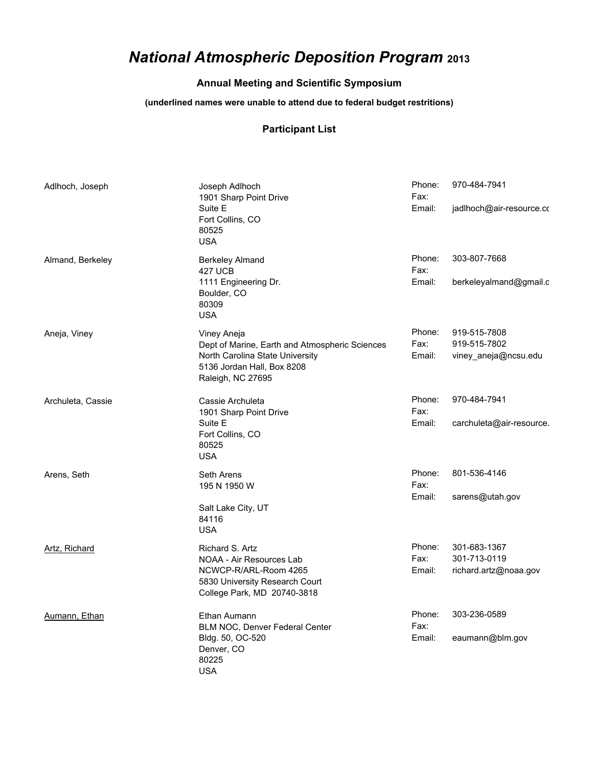# *National Atmospheric Deposition Program* 2013

### Annual Meeting and Scientific Symposium

**(underlined names were unable to attend due to federal budget restritions)**

### Participant List

| Name | Address | Contact |
|---|---|---|
| Adlhoch, Joseph | Joseph Adlhoch<br>1901 Sharp Point Drive<br>Suite E<br>Fort Collins, CO<br>80525<br>USA | Phone: 970-484-7941<br>Fax:<br>Email: jadlhoch@air-resource.cc |
| Almand, Berkeley | Berkeley Almand<br>427 UCB<br>1111 Engineering Dr.<br>Boulder, CO<br>80309<br>USA | Phone: 303-807-7668<br>Fax:<br>Email: berkeleyalmand@gmail.c |
| Aneja, Viney | Viney Aneja<br>Dept of Marine, Earth and Atmospheric Sciences<br>North Carolina State University<br>5136 Jordan Hall, Box 8208<br>Raleigh, NC 27695 | Phone: 919-515-7808<br>Fax: 919-515-7802<br>Email: viney_aneja@ncsu.edu |
| Archuleta, Cassie | Cassie Archuleta<br>1901 Sharp Point Drive<br>Suite E<br>Fort Collins, CO<br>80525<br>USA | Phone: 970-484-7941<br>Fax:<br>Email: carchuleta@air-resource. |
| Arens, Seth | Seth Arens<br>195 N 1950 W<br><br>Salt Lake City, UT<br>84116<br>USA | Phone: 801-536-4146<br>Fax:<br>Email: sarens@utah.gov |
| <u>Artz, Richard</u> | Richard S. Artz<br>NOAA - Air Resources Lab<br>NCWCP-R/ARL-Room 4265<br>5830 University Research Court<br>College Park, MD 20740-3818 | Phone: 301-683-1367<br>Fax: 301-713-0119<br>Email: richard.artz@noaa.gov |
| <u>Aumann, Ethan</u> | Ethan Aumann<br>BLM NOC, Denver Federal Center<br>Bldg. 50, OC-520<br>Denver, CO<br>80225<br>USA | Phone: 303-236-0589<br>Fax:<br>Email: eaumann@blm.gov |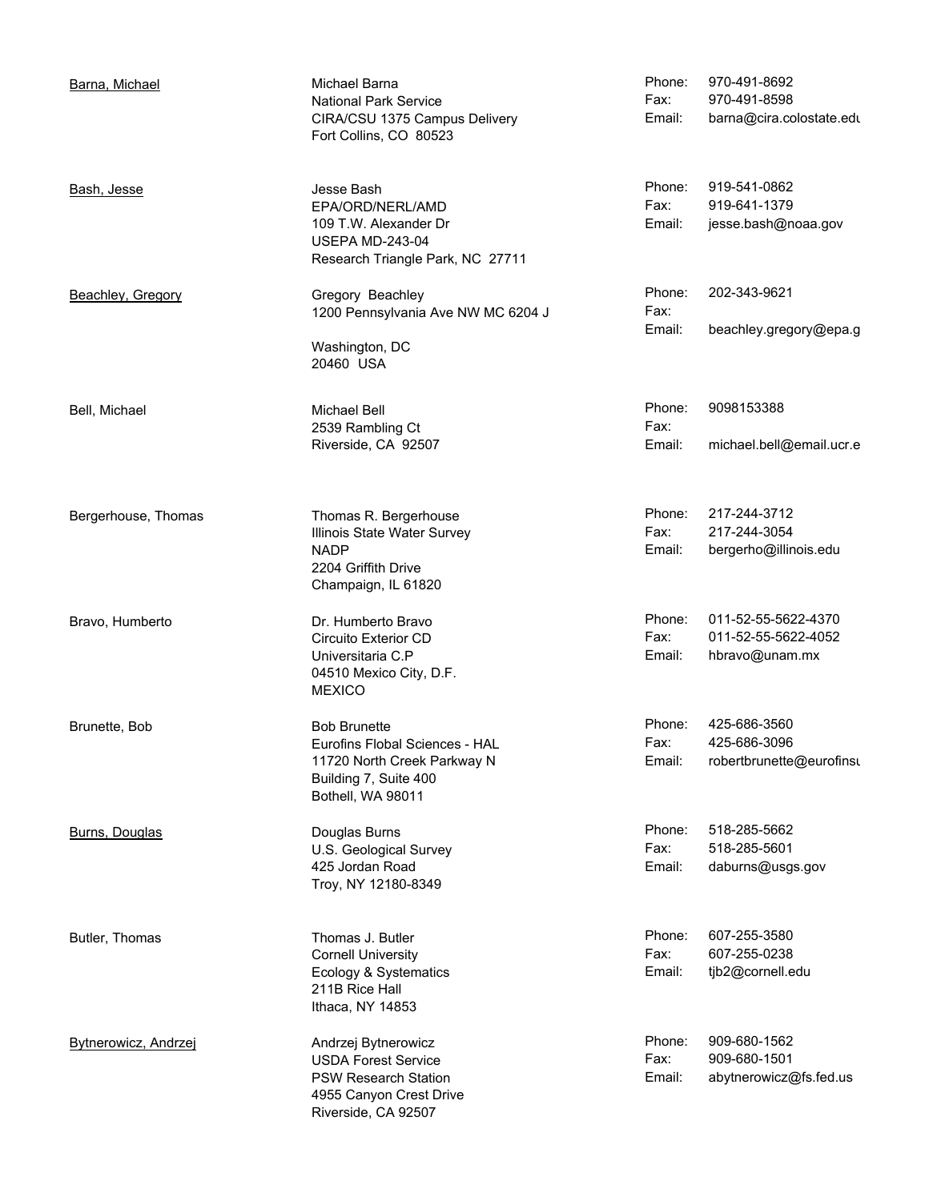| Name | Address | Contact |
|---|---|---|
| Barna, Michael | Michael Barna<br>National Park Service<br>CIRA/CSU 1375 Campus Delivery<br>Fort Collins, CO 80523 | Phone: 970-491-8692<br>Fax: 970-491-8598<br>Email: barna@cira.colostate.edu |
| Bash, Jesse | Jesse Bash<br>EPA/ORD/NERL/AMD<br>109 T.W. Alexander Dr<br>USEPA MD-243-04<br>Research Triangle Park, NC 27711 | Phone: 919-541-0862<br>Fax: 919-641-1379<br>Email: jesse.bash@noaa.gov |
| Beachley, Gregory | Gregory Beachley<br>1200 Pennsylvania Ave NW MC 6204 J<br><br>Washington, DC<br>20460 USA | Phone: 202-343-9621<br>Fax:<br>Email: beachley.gregory@epa.g |
| Bell, Michael | Michael Bell<br>2539 Rambling Ct<br>Riverside, CA 92507 | Phone: 9098153388<br>Fax:<br>Email: michael.bell@email.ucr.e |
| Bergerhouse, Thomas | Thomas R. Bergerhouse<br>Illinois State Water Survey<br>NADP<br>2204 Griffith Drive<br>Champaign, IL 61820 | Phone: 217-244-3712<br>Fax: 217-244-3054<br>Email: bergerho@illinois.edu |
| Bravo, Humberto | Dr. Humberto Bravo<br>Circuito Exterior CD<br>Universitaria C.P<br>04510 Mexico City, D.F.<br>MEXICO | Phone: 011-52-55-5622-4370<br>Fax: 011-52-55-5622-4052<br>Email: hbravo@unam.mx |
| Brunette, Bob | Bob Brunette<br>Eurofins Flobal Sciences - HAL<br>11720 North Creek Parkway N<br>Building 7, Suite 400<br>Bothell, WA 98011 | Phone: 425-686-3560<br>Fax: 425-686-3096<br>Email: robertbrunette@eurofinsu |
| Burns, Douglas | Douglas Burns<br>U.S. Geological Survey<br>425 Jordan Road<br>Troy, NY 12180-8349 | Phone: 518-285-5662<br>Fax: 518-285-5601<br>Email: daburns@usgs.gov |
| Butler, Thomas | Thomas J. Butler<br>Cornell University<br>Ecology & Systematics<br>211B Rice Hall<br>Ithaca, NY 14853 | Phone: 607-255-3580<br>Fax: 607-255-0238<br>Email: tjb2@cornell.edu |
| Bytnerowicz, Andrzej | Andrzej Bytnerowicz<br>USDA Forest Service<br>PSW Research Station<br>4955 Canyon Crest Drive<br>Riverside, CA 92507 | Phone: 909-680-1562<br>Fax: 909-680-1501<br>Email: abytnerowicz@fs.fed.us |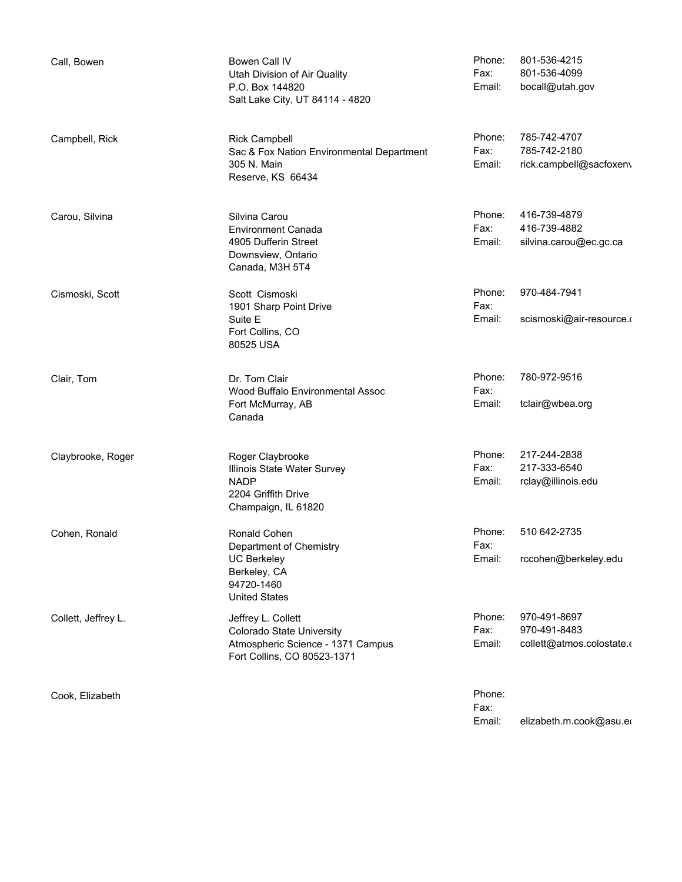| Name | Address | Contact | |
|---|---|---|---|
| Call, Bowen | Bowen Call IV<br>Utah Division of Air Quality<br>P.O. Box 144820<br>Salt Lake City, UT 84114 - 4820 | Phone:<br>Fax:<br>Email: | 801-536-4215<br>801-536-4099<br>bocall@utah.gov |
| Campbell, Rick | Rick Campbell<br>Sac & Fox Nation Environmental Department<br>305 N. Main<br>Reserve, KS 66434 | Phone:<br>Fax:<br>Email: | 785-742-4707<br>785-742-2180<br>rick.campbell@sacfoxenv |
| Carou, Silvina | Silvina Carou<br>Environment Canada<br>4905 Dufferin Street<br>Downsview, Ontario<br>Canada, M3H 5T4 | Phone:<br>Fax:<br>Email: | 416-739-4879<br>416-739-4882<br>silvina.carou@ec.gc.ca |
| Cismoski, Scott | Scott Cismoski<br>1901 Sharp Point Drive<br>Suite E<br>Fort Collins, CO<br>80525 USA | Phone:<br>Fax:<br>Email: | 970-484-7941<br><br>scismoski@air-resource.c |
| Clair, Tom | Dr. Tom Clair<br>Wood Buffalo Environmental Assoc<br>Fort McMurray, AB<br>Canada | Phone:<br>Fax:<br>Email: | 780-972-9516<br><br>tclair@wbea.org |
| Claybrooke, Roger | Roger Claybrooke<br>Illinois State Water Survey<br>NADP<br>2204 Griffith Drive<br>Champaign, IL 61820 | Phone:<br>Fax:<br>Email: | 217-244-2838<br>217-333-6540<br>rclay@illinois.edu |
| Cohen, Ronald | Ronald Cohen<br>Department of Chemistry<br>UC Berkeley<br>Berkeley, CA<br>94720-1460<br>United States | Phone:<br>Fax:<br>Email: | 510 642-2735<br><br>rccohen@berkeley.edu |
| Collett, Jeffrey L. | Jeffrey L. Collett<br>Colorado State University<br>Atmospheric Science - 1371 Campus<br>Fort Collins, CO 80523-1371 | Phone:<br>Fax:<br>Email: | 970-491-8697<br>970-491-8483<br>collett@atmos.colostate.e |
| Cook, Elizabeth | | Phone:<br>Fax:<br>Email: | <br><br>elizabeth.m.cook@asu.ed |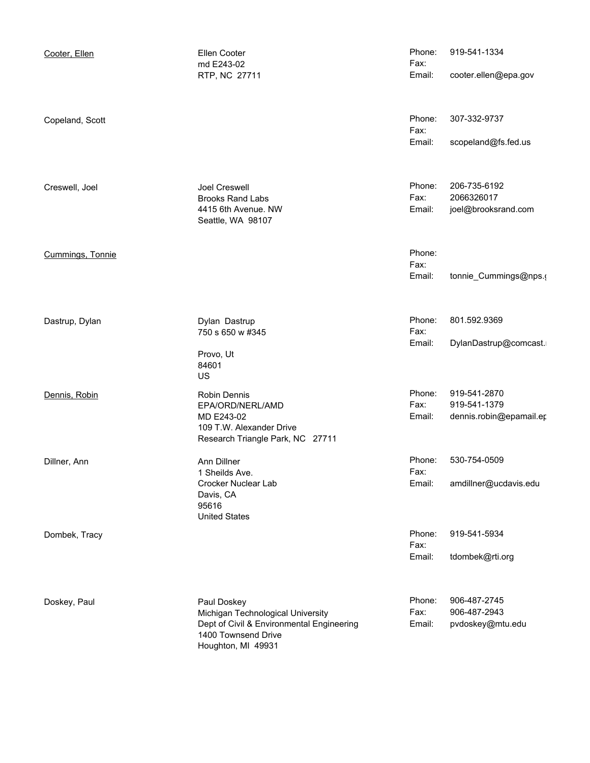| Name | Address | Contact |
|---|---|---|
| Cooter, Ellen | Ellen Cooter<br>md E243-02<br>RTP, NC 27711 | Phone: 919-541-1334<br>Fax:<br>Email: cooter.ellen@epa.gov |
| Copeland, Scott | | Phone: 307-332-9737<br>Fax:<br>Email: scopeland@fs.fed.us |
| Creswell, Joel | Joel Creswell<br>Brooks Rand Labs<br>4415 6th Avenue. NW<br>Seattle, WA 98107 | Phone: 206-735-6192<br>Fax: 2066326017<br>Email: joel@brooksrand.com |
| Cummings, Tonnie | | Phone:<br>Fax:<br>Email: tonnie_Cummings@nps.g |
| Dastrup, Dylan | Dylan Dastrup<br>750 s 650 w #345<br><br>Provo, Ut<br>84601<br>US | Phone: 801.592.9369<br>Fax:<br>Email: DylanDastrup@comcast.n |
| Dennis, Robin | Robin Dennis<br>EPA/ORD/NERL/AMD<br>MD E243-02<br>109 T.W. Alexander Drive<br>Research Triangle Park, NC 27711 | Phone: 919-541-2870<br>Fax: 919-541-1379<br>Email: dennis.robin@epamail.ep |
| Dillner, Ann | Ann Dillner<br>1 Sheilds Ave.<br>Crocker Nuclear Lab<br>Davis, CA<br>95616<br>United States | Phone: 530-754-0509<br>Fax:<br>Email: amdillner@ucdavis.edu |
| Dombek, Tracy | | Phone: 919-541-5934<br>Fax:<br>Email: tdombek@rti.org |
| Doskey, Paul | Paul Doskey<br>Michigan Technological University<br>Dept of Civil & Environmental Engineering<br>1400 Townsend Drive<br>Houghton, MI 49931 | Phone: 906-487-2745<br>Fax: 906-487-2943<br>Email: pvdoskey@mtu.edu |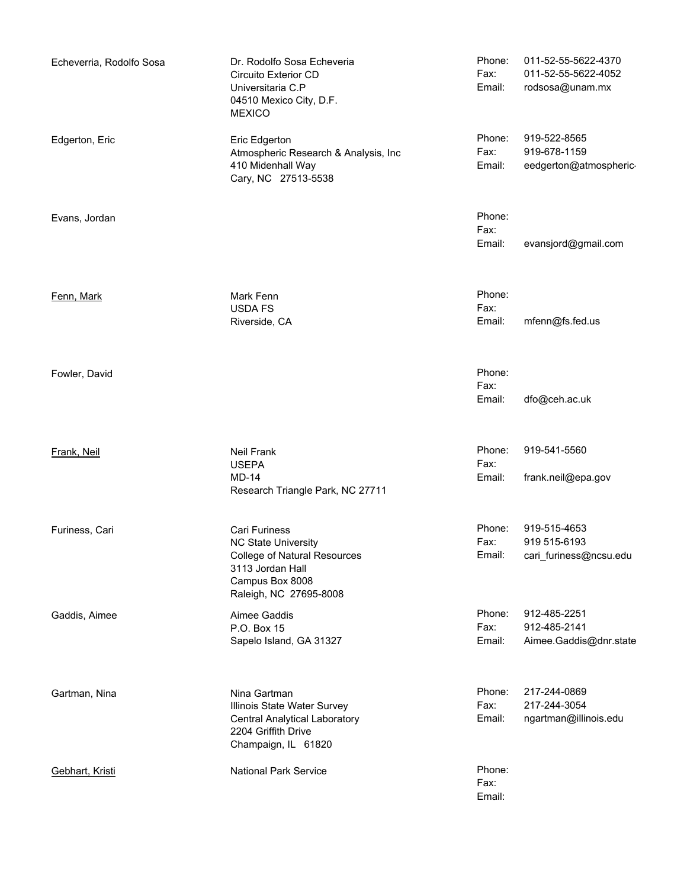| Name | Address | Contact |
| --- | --- | --- |
| Echeverria, Rodolfo Sosa | Dr. Rodolfo Sosa Echeveria<br>Circuito Exterior CD<br>Universitaria C.P<br>04510 Mexico City, D.F.<br>MEXICO | Phone: 011-52-55-5622-4370<br>Fax: 011-52-55-5622-4052<br>Email: rodsosa@unam.mx |
| Edgerton, Eric | Eric Edgerton<br>Atmospheric Research & Analysis, Inc<br>410 Midenhall Way<br>Cary, NC 27513-5538 | Phone: 919-522-8565<br>Fax: 919-678-1159<br>Email: eedgerton@atmospheric- |
| Evans, Jordan | | Phone:<br>Fax:<br>Email: evansjord@gmail.com |
| Fenn, Mark | Mark Fenn<br>USDA FS<br>Riverside, CA | Phone:<br>Fax:<br>Email: mfenn@fs.fed.us |
| Fowler, David | | Phone:<br>Fax:<br>Email: dfo@ceh.ac.uk |
| Frank, Neil | Neil Frank<br>USEPA<br>MD-14<br>Research Triangle Park, NC 27711 | Phone: 919-541-5560<br>Fax:<br>Email: frank.neil@epa.gov |
| Furiness, Cari | Cari Furiness<br>NC State University<br>College of Natural Resources<br>3113 Jordan Hall<br>Campus Box 8008<br>Raleigh, NC 27695-8008 | Phone: 919-515-4653<br>Fax: 919 515-6193<br>Email: cari_furiness@ncsu.edu |
| Gaddis, Aimee | Aimee Gaddis<br>P.O. Box 15<br>Sapelo Island, GA 31327 | Phone: 912-485-2251<br>Fax: 912-485-2141<br>Email: Aimee.Gaddis@dnr.state |
| Gartman, Nina | Nina Gartman<br>Illinois State Water Survey<br>Central Analytical Laboratory<br>2204 Griffith Drive<br>Champaign, IL 61820 | Phone: 217-244-0869<br>Fax: 217-244-3054<br>Email: ngartman@illinois.edu |
| Gebhart, Kristi | National Park Service | Phone:<br>Fax:<br>Email: |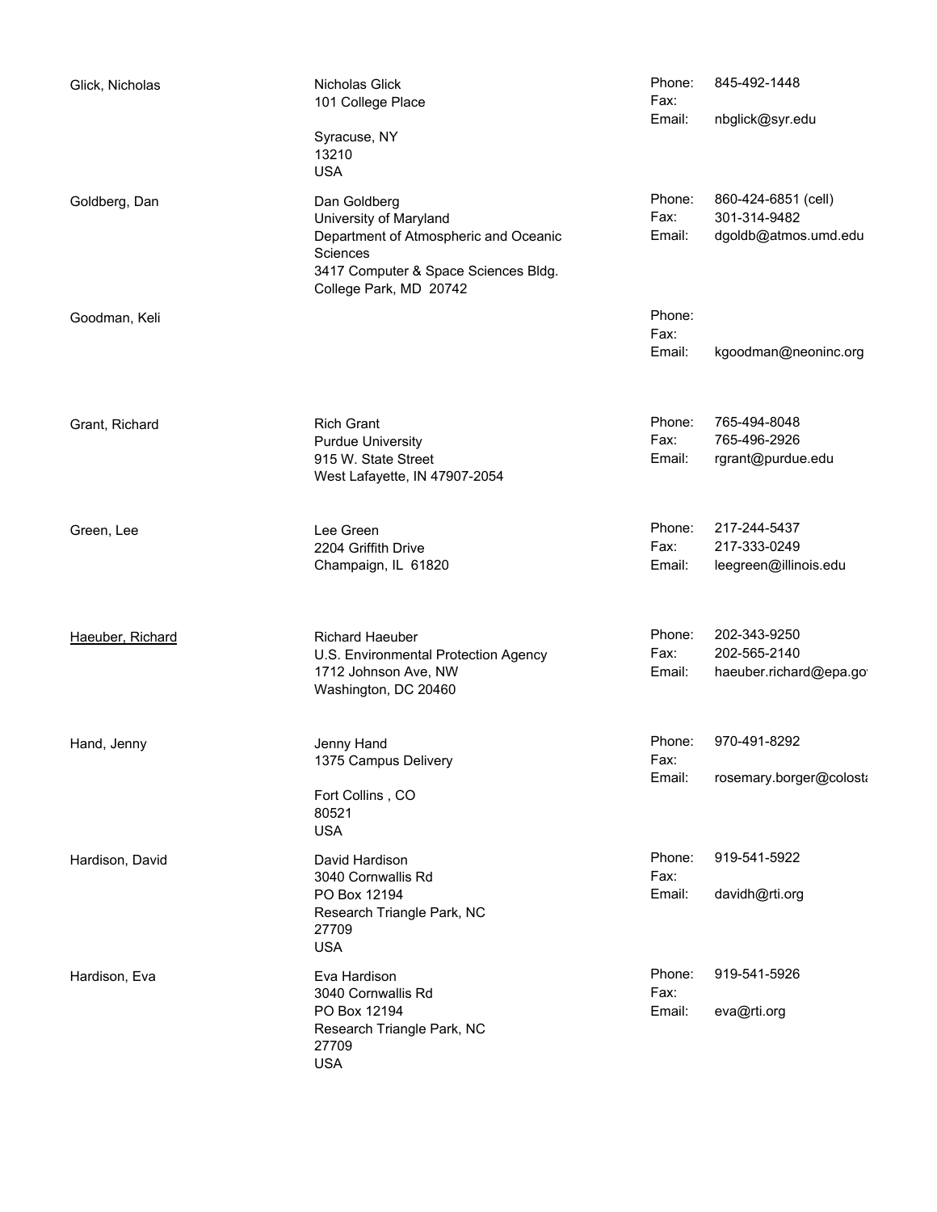| Name | Address | Contact |
|---|---|---|
| Glick, Nicholas | Nicholas Glick<br>101 College Place<br><br>Syracuse, NY<br>13210<br>USA | Phone: 845-492-1448<br>Fax:<br>Email: nbglick@syr.edu |
| Goldberg, Dan | Dan Goldberg<br>University of Maryland<br>Department of Atmospheric and Oceanic Sciences<br>3417 Computer & Space Sciences Bldg.<br>College Park, MD 20742 | Phone: 860-424-6851 (cell)<br>Fax: 301-314-9482<br>Email: dgoldb@atmos.umd.edu |
| Goodman, Keli | | Phone:<br>Fax:<br>Email: kgoodman@neoninc.org |
| Grant, Richard | Rich Grant<br>Purdue University<br>915 W. State Street<br>West Lafayette, IN 47907-2054 | Phone: 765-494-8048<br>Fax: 765-496-2926<br>Email: rgrant@purdue.edu |
| Green, Lee | Lee Green<br>2204 Griffith Drive<br>Champaign, IL 61820 | Phone: 217-244-5437<br>Fax: 217-333-0249<br>Email: leegreen@illinois.edu |
| Haeuber, Richard | Richard Haeuber<br>U.S. Environmental Protection Agency<br>1712 Johnson Ave, NW<br>Washington, DC 20460 | Phone: 202-343-9250<br>Fax: 202-565-2140<br>Email: haeuber.richard@epa.go |
| Hand, Jenny | Jenny Hand<br>1375 Campus Delivery<br><br>Fort Collins , CO<br>80521<br>USA | Phone: 970-491-8292<br>Fax:<br>Email: rosemary.borger@colost |
| Hardison, David | David Hardison<br>3040 Cornwallis Rd<br>PO Box 12194<br>Research Triangle Park, NC<br>27709<br>USA | Phone: 919-541-5922<br>Fax:<br>Email: davidh@rti.org |
| Hardison, Eva | Eva Hardison<br>3040 Cornwallis Rd<br>PO Box 12194<br>Research Triangle Park, NC<br>27709<br>USA | Phone: 919-541-5926<br>Fax:<br>Email: eva@rti.org |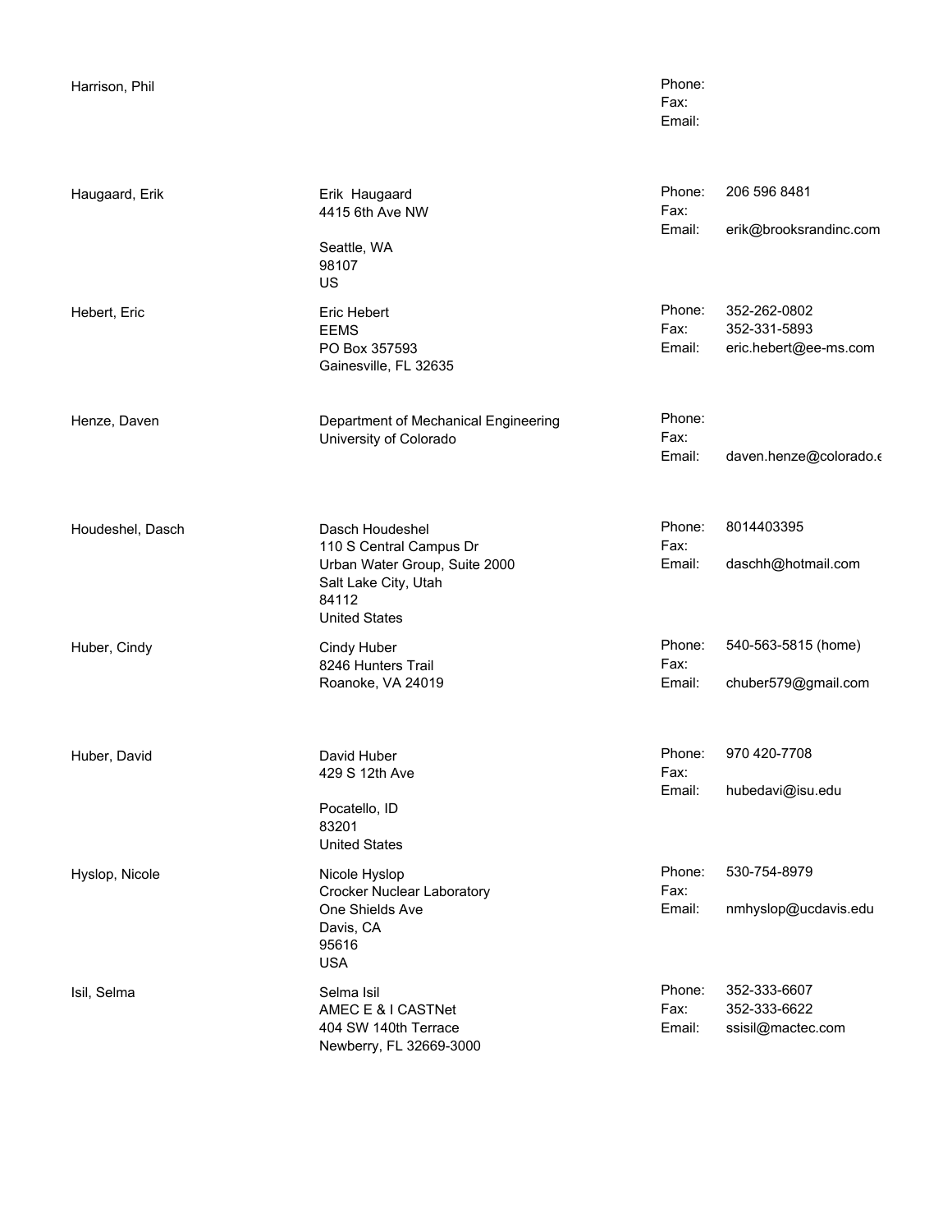| Name | Address | Contact | |
|---|---|---|---|
| Harrison, Phil | | Phone:<br>Fax:<br>Email: | |
| Haugaard, Erik | Erik  Haugaard<br>4415 6th Ave NW<br><br>Seattle, WA<br>98107<br>US | Phone:<br>Fax:<br>Email: | 206 596 8481<br><br>erik@brooksrandinc.com |
| Hebert, Eric | Eric Hebert<br>EEMS<br>PO Box 357593<br>Gainesville, FL 32635 | Phone:<br>Fax:<br>Email: | 352-262-0802<br>352-331-5893<br>eric.hebert@ee-ms.com |
| Henze, Daven | Department of Mechanical Engineering<br>University of Colorado | Phone:<br>Fax:<br>Email: | <br><br>daven.henze@colorado.e |
| Houdeshel, Dasch | Dasch Houdeshel<br>110 S Central Campus Dr<br>Urban Water Group, Suite 2000<br>Salt Lake City, Utah<br>84112<br>United States | Phone:<br>Fax:<br>Email: | 8014403395<br><br>daschh@hotmail.com |
| Huber, Cindy | Cindy Huber<br>8246 Hunters Trail<br>Roanoke, VA 24019 | Phone:<br>Fax:<br>Email: | 540-563-5815 (home)<br><br>chuber579@gmail.com |
| Huber, David | David Huber<br>429 S 12th Ave<br><br>Pocatello, ID<br>83201<br>United States | Phone:<br>Fax:<br>Email: | 970 420-7708<br><br>hubedavi@isu.edu |
| Hyslop, Nicole | Nicole Hyslop<br>Crocker Nuclear Laboratory<br>One Shields Ave<br>Davis, CA<br>95616<br>USA | Phone:<br>Fax:<br>Email: | 530-754-8979<br><br>nmhyslop@ucdavis.edu |
| Isil, Selma | Selma Isil<br>AMEC E & I CASTNet<br>404 SW 140th Terrace<br>Newberry, FL 32669-3000 | Phone:<br>Fax:<br>Email: | 352-333-6607<br>352-333-6622<br>ssisil@mactec.com |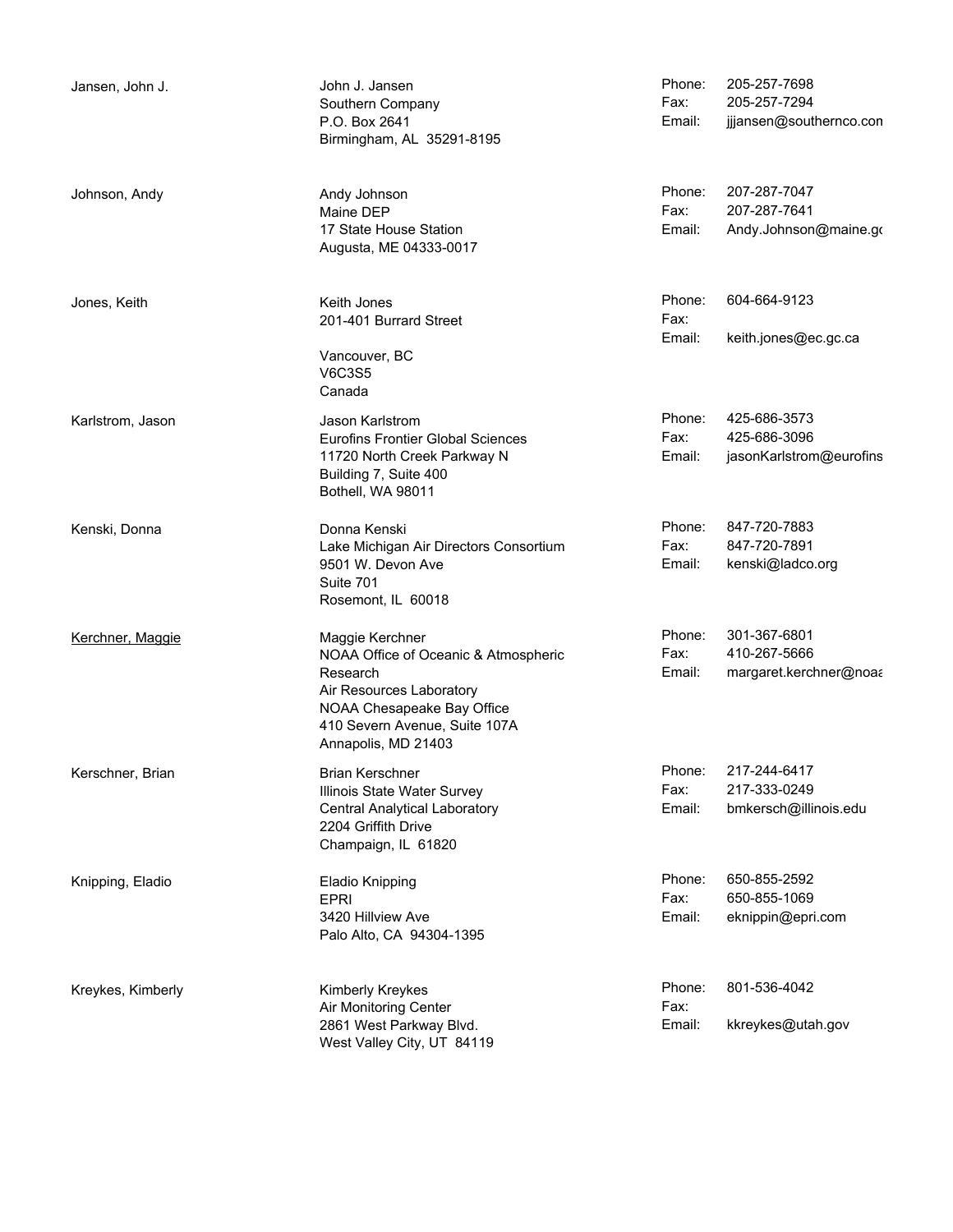| Name | Address | Contact | |
|---|---|---|---|
| Jansen, John J. | John J. Jansen<br>Southern Company<br>P.O. Box 2641<br>Birmingham, AL 35291-8195 | Phone:<br>Fax:<br>Email: | 205-257-7698<br>205-257-7294<br>jjjansen@southernco.con |
| Johnson, Andy | Andy Johnson<br>Maine DEP<br>17 State House Station<br>Augusta, ME 04333-0017 | Phone:<br>Fax:<br>Email: | 207-287-7047<br>207-287-7641<br>Andy.Johnson@maine.gc |
| Jones, Keith | Keith Jones<br>201-401 Burrard Street<br><br>Vancouver, BC<br>V6C3S5<br>Canada | Phone:<br>Fax:<br>Email: | 604-664-9123<br><br>keith.jones@ec.gc.ca |
| Karlstrom, Jason | Jason Karlstrom<br>Eurofins Frontier Global Sciences<br>11720 North Creek Parkway N<br>Building 7, Suite 400<br>Bothell, WA 98011 | Phone:<br>Fax:<br>Email: | 425-686-3573<br>425-686-3096<br>jasonKarlstrom@eurofins |
| Kenski, Donna | Donna Kenski<br>Lake Michigan Air Directors Consortium<br>9501 W. Devon Ave<br>Suite 701<br>Rosemont, IL 60018 | Phone:<br>Fax:<br>Email: | 847-720-7883<br>847-720-7891<br>kenski@ladco.org |
| Kerchner, Maggie | Maggie Kerchner<br>NOAA Office of Oceanic & Atmospheric Research<br>Air Resources Laboratory<br>NOAA Chesapeake Bay Office<br>410 Severn Avenue, Suite 107A<br>Annapolis, MD 21403 | Phone:<br>Fax:<br>Email: | 301-367-6801<br>410-267-5666<br>margaret.kerchner@noaa |
| Kerschner, Brian | Brian Kerschner<br>Illinois State Water Survey<br>Central Analytical Laboratory<br>2204 Griffith Drive<br>Champaign, IL 61820 | Phone:<br>Fax:<br>Email: | 217-244-6417<br>217-333-0249<br>bmkersch@illinois.edu |
| Knipping, Eladio | Eladio Knipping<br>EPRI<br>3420 Hillview Ave<br>Palo Alto, CA 94304-1395 | Phone:<br>Fax:<br>Email: | 650-855-2592<br>650-855-1069<br>eknippin@epri.com |
| Kreykes, Kimberly | Kimberly Kreykes<br>Air Monitoring Center<br>2861 West Parkway Blvd.<br>West Valley City, UT 84119 | Phone:<br>Fax:<br>Email: | 801-536-4042<br><br>kkreykes@utah.gov |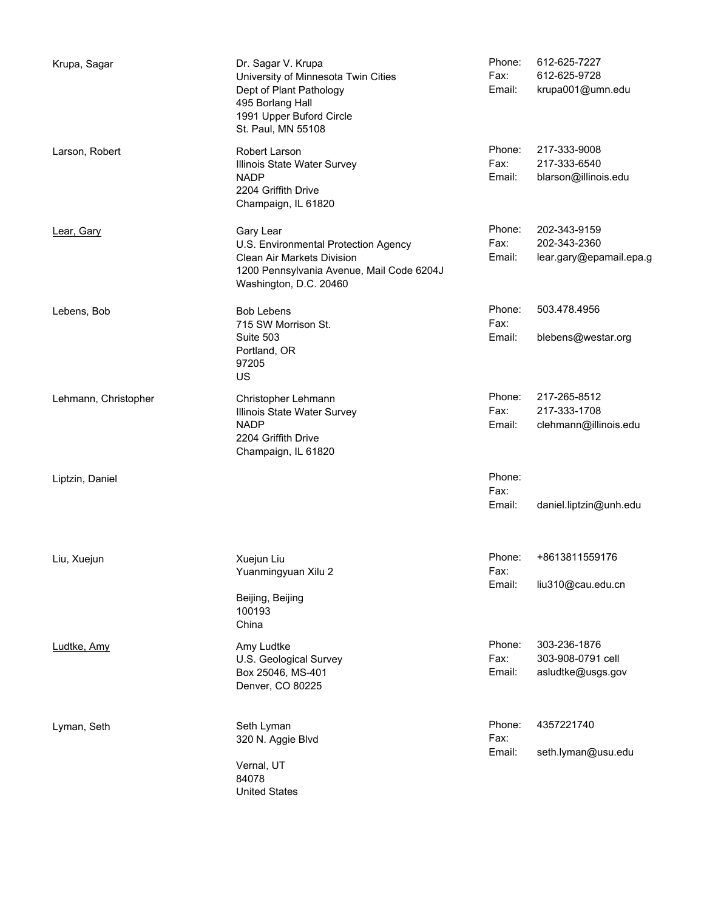| Name | Address | | Contact |
|---|---|---|---|
| Krupa, Sagar | Dr. Sagar V. Krupa<br>University of Minnesota Twin Cities<br>Dept of Plant Pathology<br>495 Borlang Hall<br>1991 Upper Buford Circle<br>St. Paul, MN 55108 | Phone:<br>Fax:<br>Email: | 612-625-7227<br>612-625-9728<br>krupa001@umn.edu |
| Larson, Robert | Robert Larson<br>Illinois State Water Survey<br>NADP<br>2204 Griffith Drive<br>Champaign, IL 61820 | Phone:<br>Fax:<br>Email: | 217-333-9008<br>217-333-6540<br>blarson@illinois.edu |
| Lear, Gary | Gary Lear<br>U.S. Environmental Protection Agency<br>Clean Air Markets Division<br>1200 Pennsylvania Avenue, Mail Code 6204J<br>Washington, D.C. 20460 | Phone:<br>Fax:<br>Email: | 202-343-9159<br>202-343-2360<br>lear.gary@epamail.epa.g |
| Lebens, Bob | Bob Lebens<br>715 SW Morrison St.<br>Suite 503<br>Portland, OR<br>97205<br>US | Phone:<br>Fax:<br>Email: | 503.478.4956<br><br>blebens@westar.org |
| Lehmann, Christopher | Christopher Lehmann<br>Illinois State Water Survey<br>NADP<br>2204 Griffith Drive<br>Champaign, IL 61820 | Phone:<br>Fax:<br>Email: | 217-265-8512<br>217-333-1708<br>clehmann@illinois.edu |
| Liptzin, Daniel | | Phone:<br>Fax:<br>Email: | <br><br>daniel.liptzin@unh.edu |
| Liu, Xuejun | Xuejun Liu<br>Yuanmingyuan Xilu 2<br><br>Beijing, Beijing<br>100193<br>China | Phone:<br>Fax:<br>Email: | +8613811559176<br><br>liu310@cau.edu.cn |
| Ludtke, Amy | Amy Ludtke<br>U.S. Geological Survey<br>Box 25046, MS-401<br>Denver, CO 80225 | Phone:<br>Fax:<br>Email: | 303-236-1876<br>303-908-0791 cell<br>asludtke@usgs.gov |
| Lyman, Seth | Seth Lyman<br>320 N. Aggie Blvd<br><br>Vernal, UT<br>84078<br>United States | Phone:<br>Fax:<br>Email: | 4357221740<br><br>seth.lyman@usu.edu |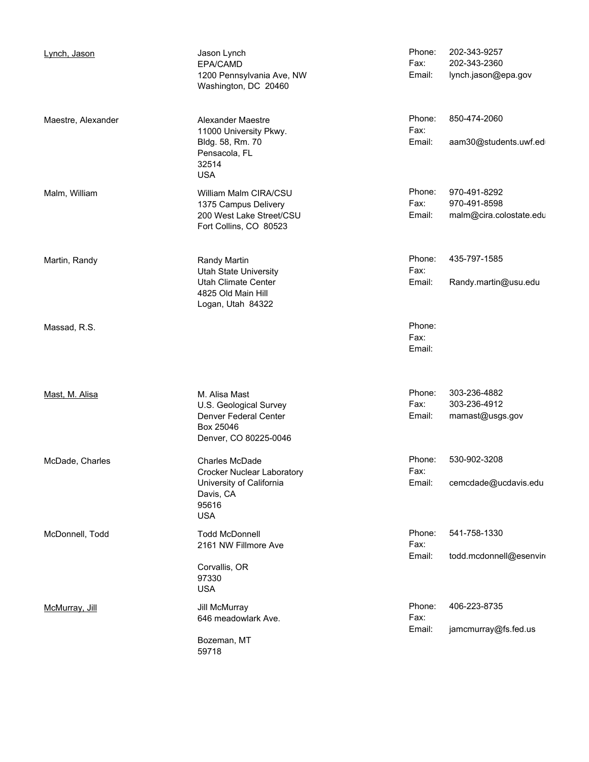| Name | Address | Contact |
| --- | --- | --- |
| Lynch, Jason | Jason Lynch<br>EPA/CAMD<br>1200 Pennsylvania Ave, NW<br>Washington, DC 20460 | Phone: 202-343-9257<br>Fax: 202-343-2360<br>Email: lynch.jason@epa.gov |
| Maestre, Alexander | Alexander Maestre<br>11000 University Pkwy.<br>Bldg. 58, Rm. 70<br>Pensacola, FL<br>32514<br>USA | Phone: 850-474-2060<br>Fax:<br>Email: aam30@students.uwf.ed |
| Malm, William | William Malm CIRA/CSU<br>1375 Campus Delivery<br>200 West Lake Street/CSU<br>Fort Collins, CO 80523 | Phone: 970-491-8292<br>Fax: 970-491-8598<br>Email: malm@cira.colostate.edu |
| Martin, Randy | Randy Martin<br>Utah State University<br>Utah Climate Center<br>4825 Old Main Hill<br>Logan, Utah 84322 | Phone: 435-797-1585<br>Fax:<br>Email: Randy.martin@usu.edu |
| Massad, R.S. | | Phone:<br>Fax:<br>Email: |
| Mast, M. Alisa | M. Alisa Mast<br>U.S. Geological Survey<br>Denver Federal Center<br>Box 25046<br>Denver, CO 80225-0046 | Phone: 303-236-4882<br>Fax: 303-236-4912<br>Email: mamast@usgs.gov |
| McDade, Charles | Charles McDade<br>Crocker Nuclear Laboratory<br>University of California<br>Davis, CA<br>95616<br>USA | Phone: 530-902-3208<br>Fax:<br>Email: cemcdade@ucdavis.edu |
| McDonnell, Todd | Todd McDonnell<br>2161 NW Fillmore Ave<br><br>Corvallis, OR<br>97330<br>USA | Phone: 541-758-1330<br>Fax:<br>Email: todd.mcdonnell@esenvir |
| McMurray, Jill | Jill McMurray<br>646 meadowlark Ave.<br><br>Bozeman, MT<br>59718 | Phone: 406-223-8735<br>Fax:<br>Email: jamcmurray@fs.fed.us |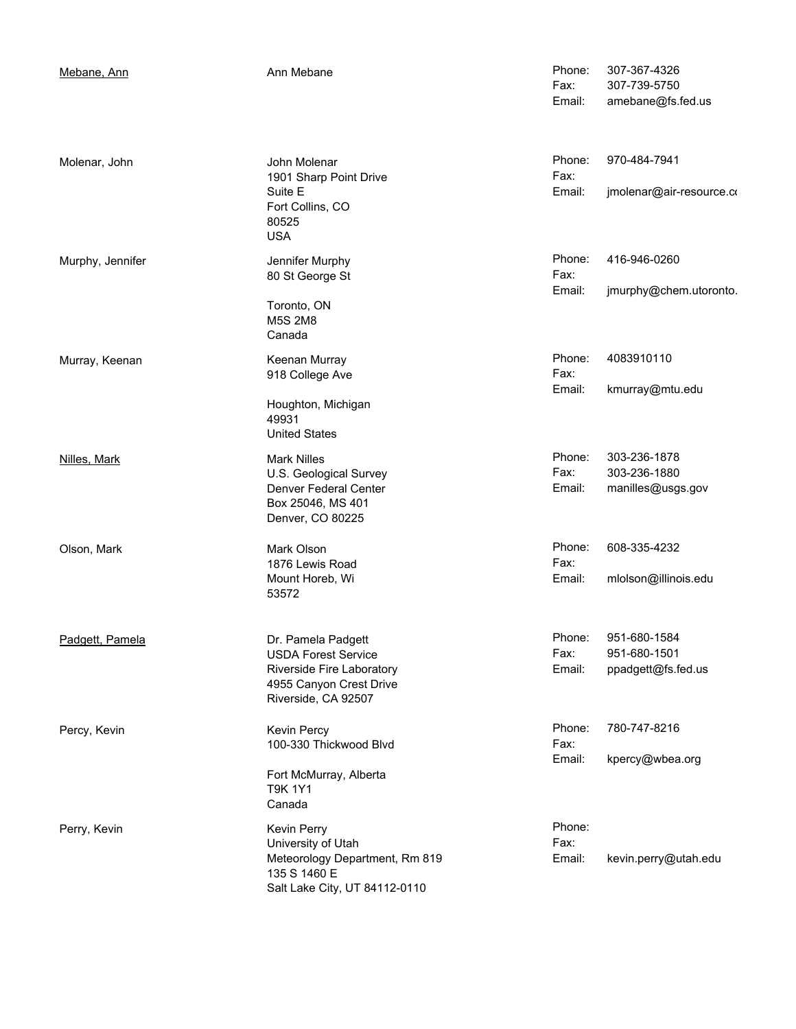| Name | Address | Contact | |
|---|---|---|---|
| Mebane, Ann | Ann Mebane | Phone: | 307-367-4326 |
| | | Fax: | 307-739-5750 |
| | | Email: | amebane@fs.fed.us |
| Molenar, John | John Molenar<br>1901 Sharp Point Drive<br>Suite E<br>Fort Collins, CO<br>80525<br>USA | Phone: | 970-484-7941 |
| | | Fax: | |
| | | Email: | jmolenar@air-resource.co |
| Murphy, Jennifer | Jennifer Murphy<br>80 St George St<br><br>Toronto, ON<br>M5S 2M8<br>Canada | Phone: | 416-946-0260 |
| | | Fax: | |
| | | Email: | jmurphy@chem.utoronto. |
| Murray, Keenan | Keenan Murray<br>918 College Ave<br><br>Houghton, Michigan<br>49931<br>United States | Phone: | 4083910110 |
| | | Fax: | |
| | | Email: | kmurray@mtu.edu |
| Nilles, Mark | Mark Nilles<br>U.S. Geological Survey<br>Denver Federal Center<br>Box 25046, MS 401<br>Denver, CO 80225 | Phone: | 303-236-1878 |
| | | Fax: | 303-236-1880 |
| | | Email: | manilles@usgs.gov |
| Olson, Mark | Mark Olson<br>1876 Lewis Road<br>Mount Horeb, Wi<br>53572 | Phone: | 608-335-4232 |
| | | Fax: | |
| | | Email: | mlolson@illinois.edu |
| Padgett, Pamela | Dr. Pamela Padgett<br>USDA Forest Service<br>Riverside Fire Laboratory<br>4955 Canyon Crest Drive<br>Riverside, CA 92507 | Phone: | 951-680-1584 |
| | | Fax: | 951-680-1501 |
| | | Email: | ppadgett@fs.fed.us |
| Percy, Kevin | Kevin Percy<br>100-330 Thickwood Blvd<br><br>Fort McMurray, Alberta<br>T9K 1Y1<br>Canada | Phone: | 780-747-8216 |
| | | Fax: | |
| | | Email: | kpercy@wbea.org |
| Perry, Kevin | Kevin Perry<br>University of Utah<br>Meteorology Department, Rm 819<br>135 S 1460 E<br>Salt Lake City, UT 84112-0110 | Phone: | |
| | | Fax: | |
| | | Email: | kevin.perry@utah.edu |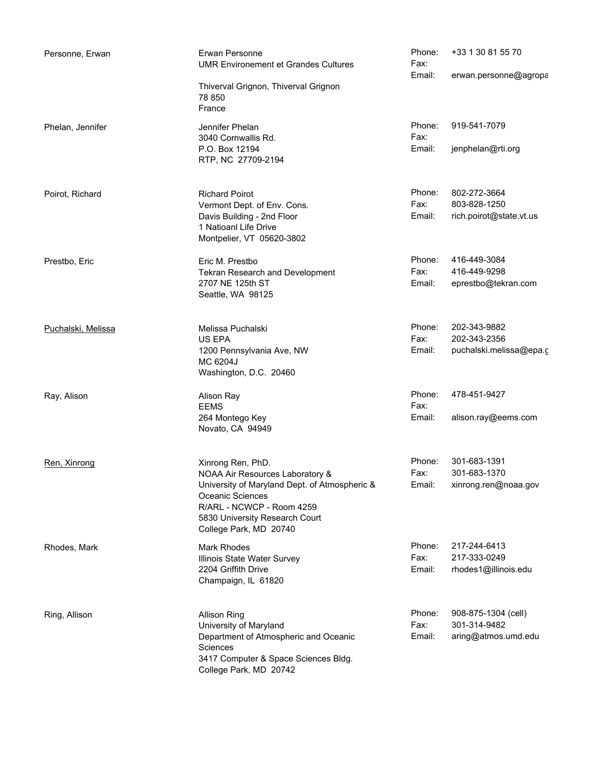| Name | Address | Contact | |
|---|---|---|---|
| Personne, Erwan | Erwan Personne<br>UMR Environement et Grandes Cultures<br><br>Thiverval Grignon, Thiverval Grignon<br>78 850<br>France | Phone:<br>Fax:<br>Email: | +33 1 30 81 55 70<br><br>erwan.personne@agropa |
| Phelan, Jennifer | Jennifer Phelan<br>3040 Cornwallis Rd.<br>P.O. Box 12194<br>RTP, NC 27709-2194 | Phone:<br>Fax:<br>Email: | 919-541-7079<br><br>jenphelan@rti.org |
| Poirot, Richard | Richard Poirot<br>Vermont Dept. of Env. Cons.<br>Davis Building - 2nd Floor<br>1 Natioanl Life Drive<br>Montpelier, VT 05620-3802 | Phone:<br>Fax:<br>Email: | 802-272-3664<br>803-828-1250<br>rich.poirot@state.vt.us |
| Prestbo, Eric | Eric M. Prestbo<br>Tekran Research and Development<br>2707 NE 125th ST<br>Seattle, WA 98125 | Phone:<br>Fax:<br>Email: | 416-449-3084<br>416-449-9298<br>eprestbo@tekran.com |
| Puchalski, Melissa | Melissa Puchalski<br>US EPA<br>1200 Pennsylvania Ave, NW<br>MC 6204J<br>Washington, D.C. 20460 | Phone:<br>Fax:<br>Email: | 202-343-9882<br>202-343-2356<br>puchalski.melissa@epa.g |
| Ray, Alison | Alison Ray<br>EEMS<br>264 Montego Key<br>Novato, CA 94949 | Phone:<br>Fax:<br>Email: | 478-451-9427<br><br>alison.ray@eems.com |
| Ren, Xinrong | Xinrong Ren, PhD.<br>NOAA Air Resources Laboratory &<br>University of Maryland Dept. of Atmospheric &<br>Oceanic Sciences<br>R/ARL - NCWCP - Room 4259<br>5830 University Research Court<br>College Park, MD 20740 | Phone:<br>Fax:<br>Email: | 301-683-1391<br>301-683-1370<br>xinrong.ren@noaa.gov |
| Rhodes, Mark | Mark Rhodes<br>Illinois State Water Survey<br>2204 Griffith Drive<br>Champaign, IL 61820 | Phone:<br>Fax:<br>Email: | 217-244-6413<br>217-333-0249<br>rhodes1@illinois.edu |
| Ring, Allison | Allison Ring<br>University of Maryland<br>Department of Atmospheric and Oceanic<br>Sciences<br>3417 Computer & Space Sciences Bldg.<br>College Park, MD 20742 | Phone:<br>Fax:<br>Email: | 908-875-1304 (cell)<br>301-314-9482<br>aring@atmos.umd.edu |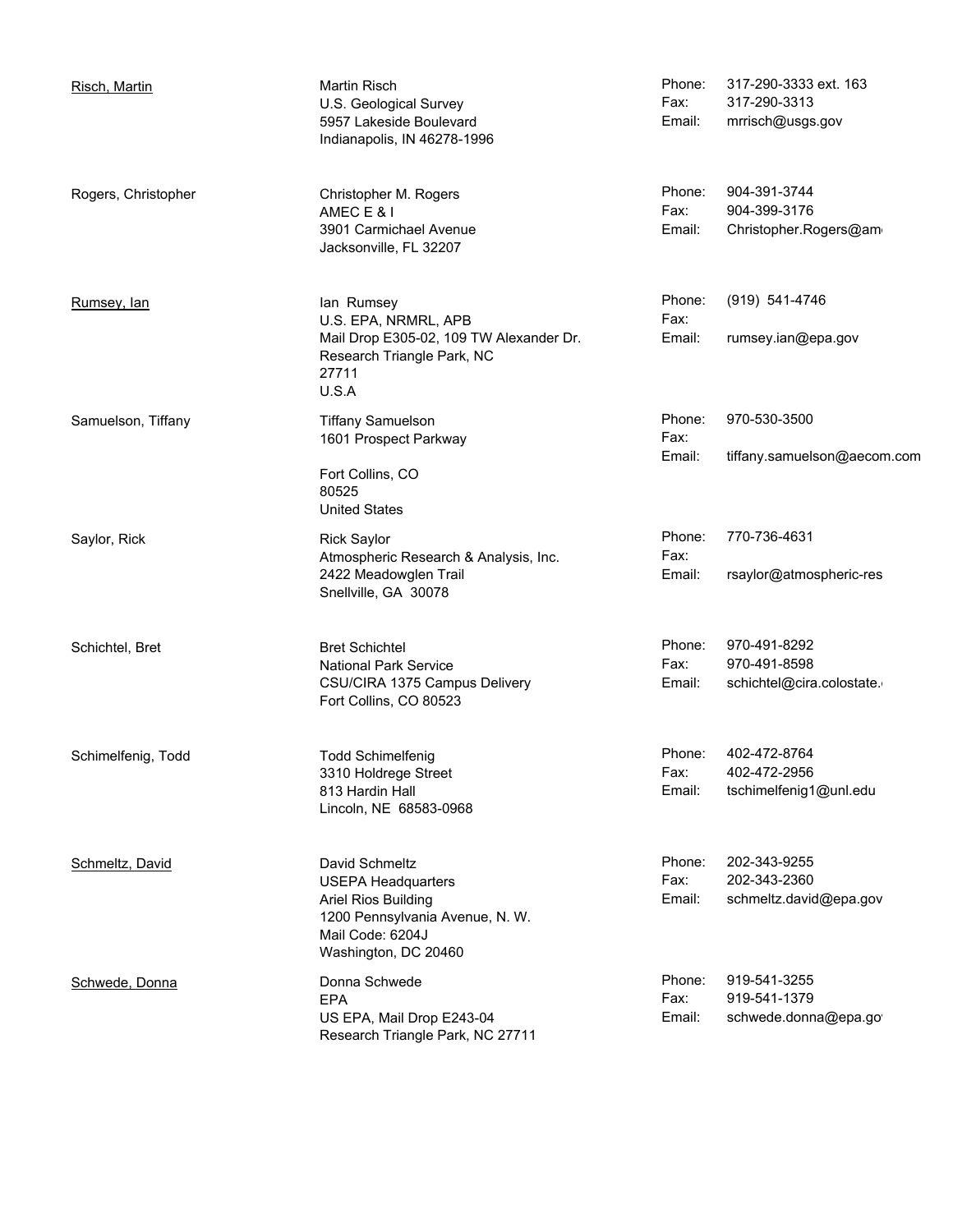| Name | Address | Contact | |
| --- | --- | --- | --- |
| Risch, Martin | Martin Risch<br>U.S. Geological Survey<br>5957 Lakeside Boulevard<br>Indianapolis, IN 46278-1996 | Phone:<br>Fax:<br>Email: | 317-290-3333 ext. 163<br>317-290-3313<br>mrrisch@usgs.gov |
| Rogers, Christopher | Christopher M. Rogers<br>AMEC E & I<br>3901 Carmichael Avenue<br>Jacksonville, FL 32207 | Phone:<br>Fax:<br>Email: | 904-391-3744<br>904-399-3176<br>Christopher.Rogers@am |
| Rumsey, Ian | Ian Rumsey<br>U.S. EPA, NRMRL, APB<br>Mail Drop E305-02, 109 TW Alexander Dr.<br>Research Triangle Park, NC<br>27711<br>U.S.A | Phone:<br>Fax:<br>Email: | (919) 541-4746<br><br>rumsey.ian@epa.gov |
| Samuelson, Tiffany | Tiffany Samuelson<br>1601 Prospect Parkway<br><br>Fort Collins, CO<br>80525<br>United States | Phone:<br>Fax:<br>Email: | 970-530-3500<br><br>tiffany.samuelson@aecom.com |
| Saylor, Rick | Rick Saylor<br>Atmospheric Research & Analysis, Inc.<br>2422 Meadowglen Trail<br>Snellville, GA 30078 | Phone:<br>Fax:<br>Email: | 770-736-4631<br><br>rsaylor@atmospheric-res |
| Schichtel, Bret | Bret Schichtel<br>National Park Service<br>CSU/CIRA 1375 Campus Delivery<br>Fort Collins, CO 80523 | Phone:<br>Fax:<br>Email: | 970-491-8292<br>970-491-8598<br>schichtel@cira.colostate. |
| Schimelfenig, Todd | Todd Schimelfenig<br>3310 Holdrege Street<br>813 Hardin Hall<br>Lincoln, NE 68583-0968 | Phone:<br>Fax:<br>Email: | 402-472-8764<br>402-472-2956<br>tschimelfenig1@unl.edu |
| Schmeltz, David | David Schmeltz<br>USEPA Headquarters<br>Ariel Rios Building<br>1200 Pennsylvania Avenue, N. W.<br>Mail Code: 6204J<br>Washington, DC 20460 | Phone:<br>Fax:<br>Email: | 202-343-9255<br>202-343-2360<br>schmeltz.david@epa.gov |
| Schwede, Donna | Donna Schwede<br>EPA<br>US EPA, Mail Drop E243-04<br>Research Triangle Park, NC 27711 | Phone:<br>Fax:<br>Email: | 919-541-3255<br>919-541-1379<br>schwede.donna@epa.go |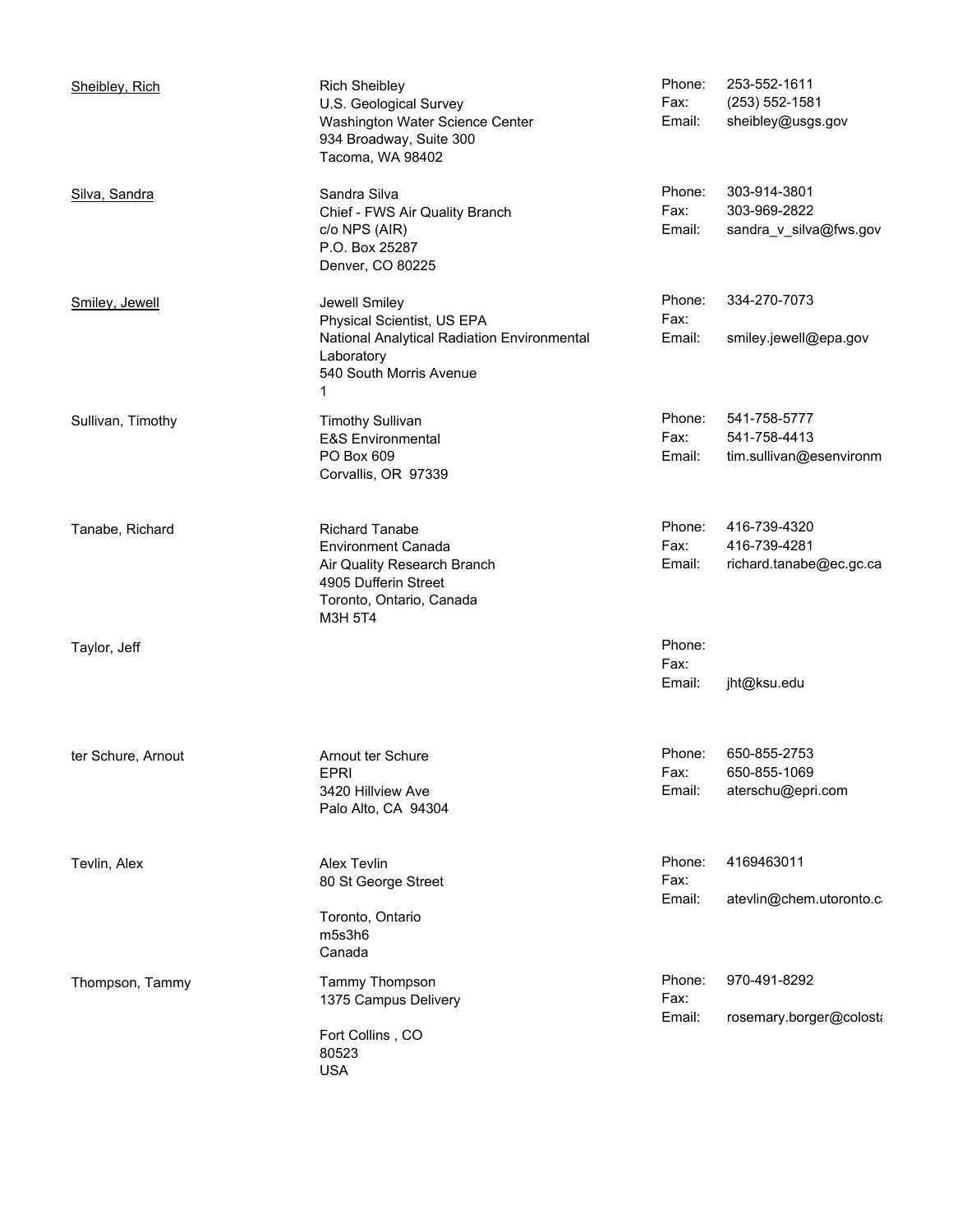| Name | Address | Contact | |
|---|---|---|---|
| Sheibley, Rich | Rich Sheibley<br>U.S. Geological Survey<br>Washington Water Science Center<br>934 Broadway, Suite 300<br>Tacoma, WA 98402 | Phone:<br>Fax:<br>Email: | 253-552-1611<br>(253) 552-1581<br>sheibley@usgs.gov |
| Silva, Sandra | Sandra Silva<br>Chief - FWS Air Quality Branch<br>c/o NPS (AIR)<br>P.O. Box 25287<br>Denver, CO 80225 | Phone:<br>Fax:<br>Email: | 303-914-3801<br>303-969-2822<br>sandra_v_silva@fws.gov |
| Smiley, Jewell | Jewell Smiley<br>Physical Scientist, US EPA<br>National Analytical Radiation Environmental Laboratory<br>540 South Morris Avenue<br>1 | Phone:<br>Fax:<br>Email: | 334-270-7073<br><br>smiley.jewell@epa.gov |
| Sullivan, Timothy | Timothy Sullivan<br>E&S Environmental<br>PO Box 609<br>Corvallis, OR 97339 | Phone:<br>Fax:<br>Email: | 541-758-5777<br>541-758-4413<br>tim.sullivan@esenvironm |
| Tanabe, Richard | Richard Tanabe<br>Environment Canada<br>Air Quality Research Branch<br>4905 Dufferin Street<br>Toronto, Ontario, Canada<br>M3H 5T4 | Phone:<br>Fax:<br>Email: | 416-739-4320<br>416-739-4281<br>richard.tanabe@ec.gc.ca |
| Taylor, Jeff | | Phone:<br>Fax:<br>Email: | <br><br>jht@ksu.edu |
| ter Schure, Arnout | Arnout ter Schure<br>EPRI<br>3420 Hillview Ave<br>Palo Alto, CA 94304 | Phone:<br>Fax:<br>Email: | 650-855-2753<br>650-855-1069<br>aterschu@epri.com |
| Tevlin, Alex | Alex Tevlin<br>80 St George Street<br><br>Toronto, Ontario<br>m5s3h6<br>Canada | Phone:<br>Fax:<br>Email: | 4169463011<br><br>atevlin@chem.utoronto.c |
| Thompson, Tammy | Tammy Thompson<br>1375 Campus Delivery<br><br>Fort Collins , CO<br>80523<br>USA | Phone:<br>Fax:<br>Email: | 970-491-8292<br><br>rosemary.borger@colost |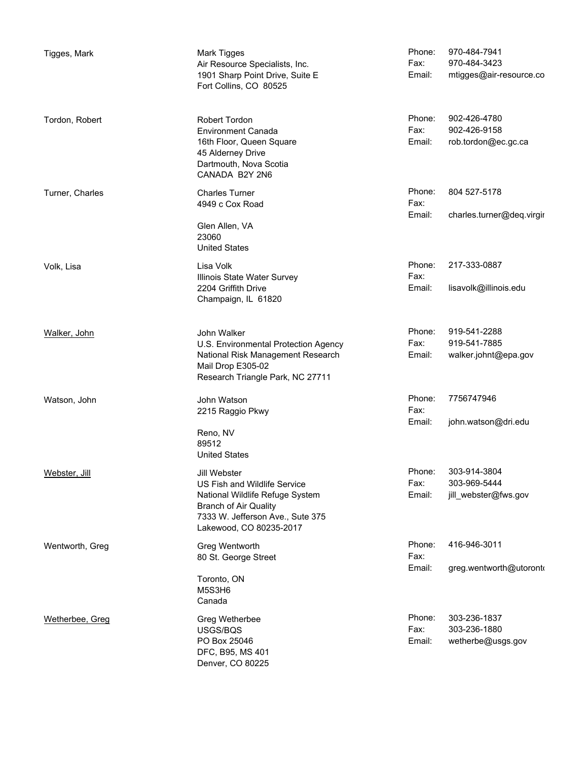| Name | Address | | Contact |
|---|---|---|---|
| Tigges, Mark | Mark Tigges<br>Air Resource Specialists, Inc.<br>1901 Sharp Point Drive, Suite E<br>Fort Collins, CO 80525 | Phone:<br>Fax:<br>Email: | 970-484-7941<br>970-484-3423<br>mtigges@air-resource.co |
| Tordon, Robert | Robert Tordon<br>Environment Canada<br>16th Floor, Queen Square<br>45 Alderney Drive<br>Dartmouth, Nova Scotia<br>CANADA B2Y 2N6 | Phone:<br>Fax:<br>Email: | 902-426-4780<br>902-426-9158<br>rob.tordon@ec.gc.ca |
| Turner, Charles | Charles Turner<br>4949 c Cox Road<br><br>Glen Allen, VA<br>23060<br>United States | Phone:<br>Fax:<br>Email: | 804 527-5178<br><br>charles.turner@deq.virgir |
| Volk, Lisa | Lisa Volk<br>Illinois State Water Survey<br>2204 Griffith Drive<br>Champaign, IL 61820 | Phone:<br>Fax:<br>Email: | 217-333-0887<br><br>lisavolk@illinois.edu |
| Walker, John | John Walker<br>U.S. Environmental Protection Agency<br>National Risk Management Research<br>Mail Drop E305-02<br>Research Triangle Park, NC 27711 | Phone:<br>Fax:<br>Email: | 919-541-2288<br>919-541-7885<br>walker.johnt@epa.gov |
| Watson, John | John Watson<br>2215 Raggio Pkwy<br><br>Reno, NV<br>89512<br>United States | Phone:<br>Fax:<br>Email: | 7756747946<br><br>john.watson@dri.edu |
| Webster, Jill | Jill Webster<br>US Fish and Wildlife Service<br>National Wildlife Refuge System<br>Branch of Air Quality<br>7333 W. Jefferson Ave., Sute 375<br>Lakewood, CO 80235-2017 | Phone:<br>Fax:<br>Email: | 303-914-3804<br>303-969-5444<br>jill_webster@fws.gov |
| Wentworth, Greg | Greg Wentworth<br>80 St. George Street<br><br>Toronto, ON<br>M5S3H6<br>Canada | Phone:<br>Fax:<br>Email: | 416-946-3011<br><br>greg.wentworth@utoront |
| Wetherbee, Greg | Greg Wetherbee<br>USGS/BQS<br>PO Box 25046<br>DFC, B95, MS 401<br>Denver, CO 80225 | Phone:<br>Fax:<br>Email: | 303-236-1837<br>303-236-1880<br>wetherbe@usgs.gov |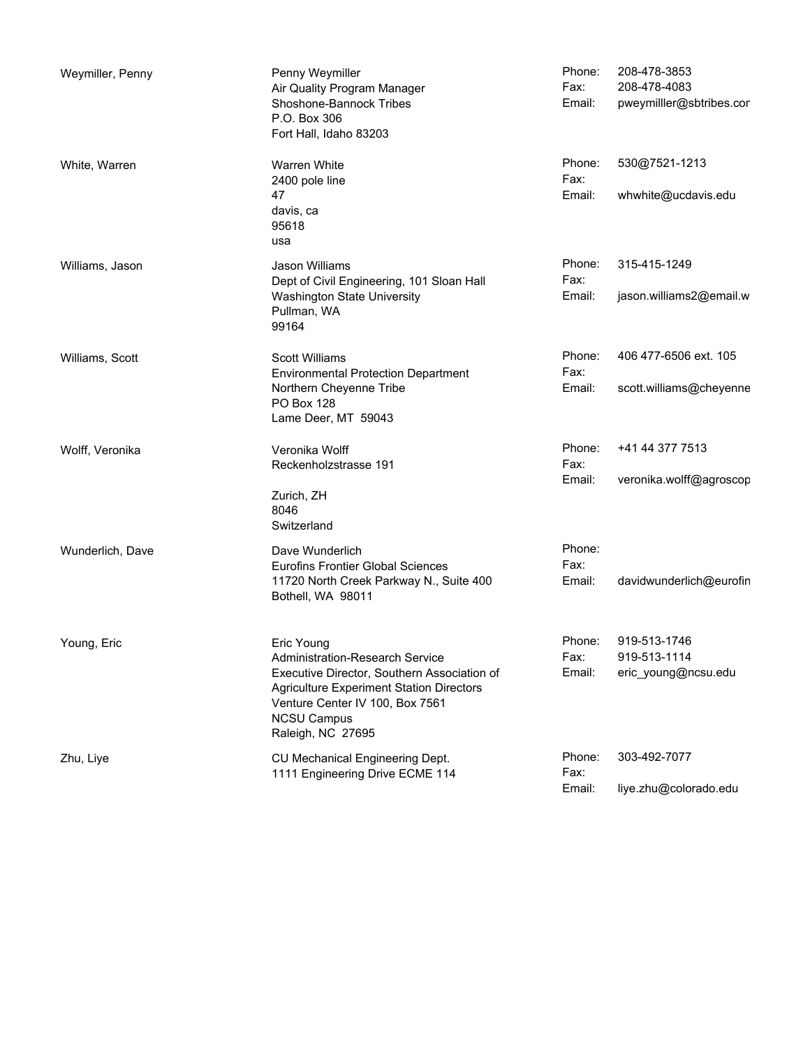| | | | |
|---|---|---|---|
| Weymiller, Penny | Penny Weymiller<br>Air Quality Program Manager<br>Shoshone-Bannock Tribes<br>P.O. Box 306<br>Fort Hall, Idaho 83203 | Phone:<br>Fax:<br>Email: | 208-478-3853<br>208-478-4083<br>pweymilller@sbtribes.cor |
| White, Warren | Warren White<br>2400 pole line<br>47<br>davis, ca<br>95618<br>usa | Phone:<br>Fax:<br>Email: | 530@7521-1213<br><br>whwhite@ucdavis.edu |
| Williams, Jason | Jason Williams<br>Dept of Civil Engineering, 101 Sloan Hall<br>Washington State University<br>Pullman, WA<br>99164 | Phone:<br>Fax:<br>Email: | 315-415-1249<br><br>jason.williams2@email.w |
| Williams, Scott | Scott Williams<br>Environmental Protection Department<br>Northern Cheyenne Tribe<br>PO Box 128<br>Lame Deer, MT 59043 | Phone:<br>Fax:<br>Email: | 406 477-6506 ext. 105<br><br>scott.williams@cheyenne |
| Wolff, Veronika | Veronika Wolff<br>Reckenholzstrasse 191<br><br>Zurich, ZH<br>8046<br>Switzerland | Phone:<br>Fax:<br>Email: | +41 44 377 7513<br><br>veronika.wolff@agroscop |
| Wunderlich, Dave | Dave Wunderlich<br>Eurofins Frontier Global Sciences<br>11720 North Creek Parkway N., Suite 400<br>Bothell, WA 98011 | Phone:<br>Fax:<br>Email: | <br><br>davidwunderlich@eurofin |
| Young, Eric | Eric Young<br>Administration-Research Service<br>Executive Director, Southern Association of Agriculture Experiment Station Directors<br>Venture Center IV 100, Box 7561<br>NCSU Campus<br>Raleigh, NC 27695 | Phone:<br>Fax:<br>Email: | 919-513-1746<br>919-513-1114<br>eric_young@ncsu.edu |
| Zhu, Liye | CU Mechanical Engineering Dept.<br>1111 Engineering Drive ECME 114 | Phone:<br>Fax:<br>Email: | 303-492-7077<br><br>liye.zhu@colorado.edu |